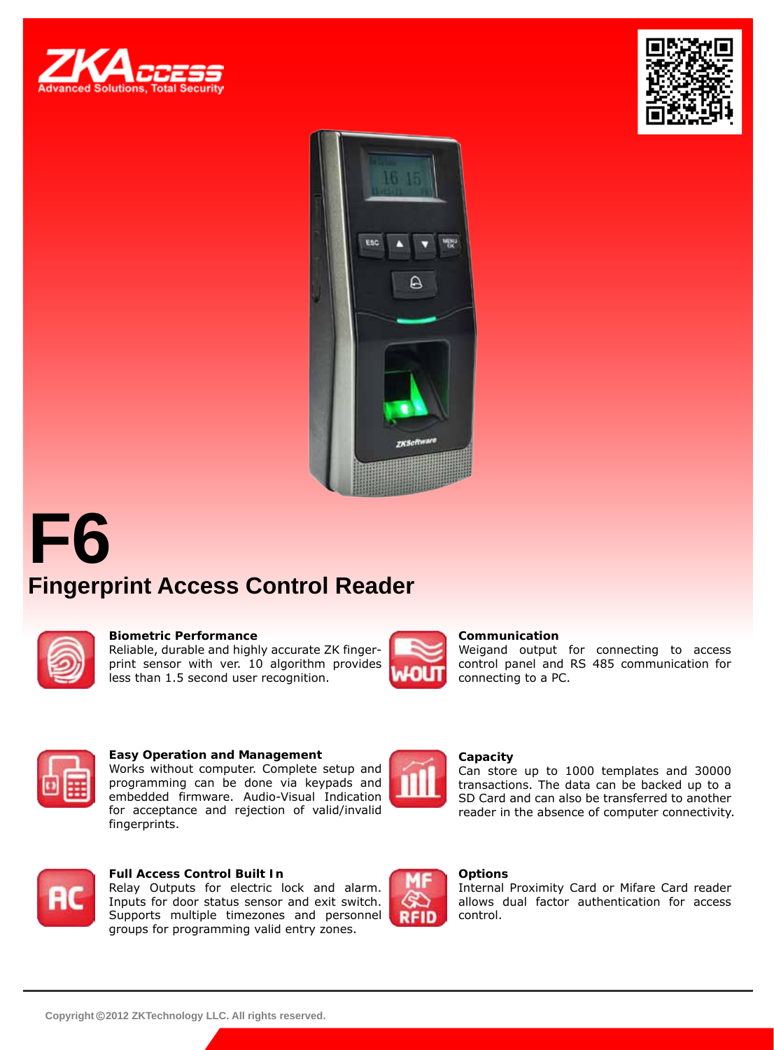ZKAccess
Advanced Solutions, Total Security

# F6

## Fingerprint Access Control Reader

**Biometric Performance**
Reliable, durable and highly accurate ZK fingerprint sensor with ver. 10 algorithm provides less than 1.5 second user recognition.

**Communication**
Weigand output for connecting to access control panel and RS 485 communication for connecting to a PC.

**Easy Operation and Management**
Works without computer. Complete setup and programming can be done via keypads and embedded firmware. Audio-Visual Indication for acceptance and rejection of valid/invalid fingerprints.

**Capacity**
Can store up to 1000 templates and 30000 transactions. The data can be backed up to a SD Card and can also be transferred to another reader in the absence of computer connectivity.

**Full Access Control Built In**
Relay Outputs for electric lock and alarm. Inputs for door status sensor and exit switch. Supports multiple timezones and personnel groups for programming valid entry zones.

**Options**
Internal Proximity Card or Mifare Card reader allows dual factor authentication for access control.

Copyright©2012 ZKTechnology LLC. All rights reserved.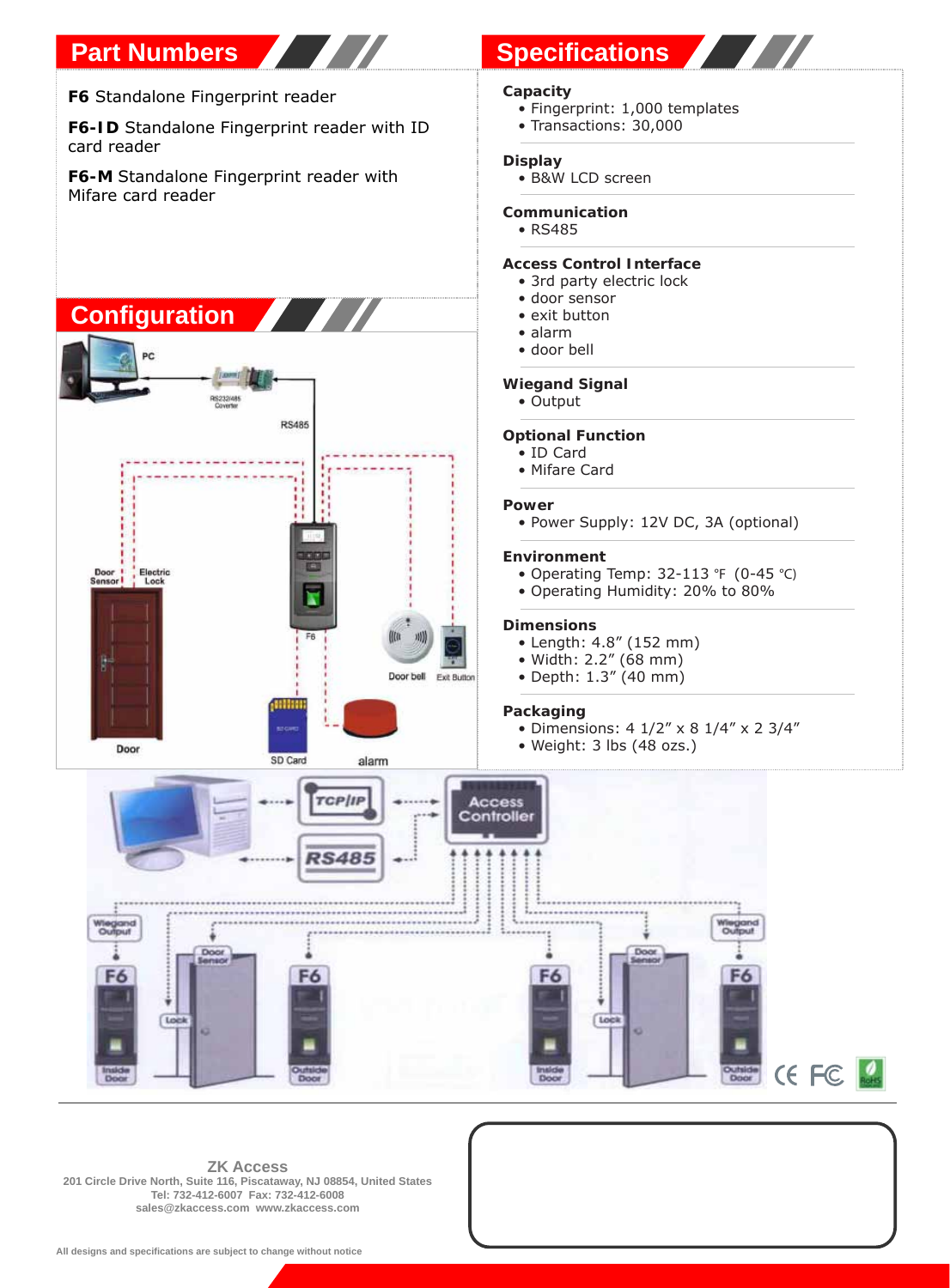## Part Numbers

**F6** Standalone Fingerprint reader

**F6-ID** Standalone Fingerprint reader with ID card reader

**F6-M** Standalone Fingerprint reader with Mifare card reader

## Configuration

PC

RS232/485 Coverter

RS485

Door Sensor

Electric Lock

F6

Door bell

Exit Button

Door

SD Card

alarm

## Specifications

**Capacity**
- Fingerprint: 1,000 templates
- Transactions: 30,000

**Display**
- B&W LCD screen

**Communication**
- RS485

**Access Control Interface**
- 3rd party electric lock
- door sensor
- exit button
- alarm
- door bell

**Wiegand Signal**
- Output

**Optional Function**
- ID Card
- Mifare Card

**Power**
- Power Supply: 12V DC, 3A (optional)

**Environment**
- Operating Temp: 32-113 ℉ (0-45 ℃)
- Operating Humidity: 20% to 80%

**Dimensions**
- Length: 4.8” (152 mm)
- Width: 2.2” (68 mm)
- Depth: 1.3” (40 mm)

**Packaging**
- Dimensions: 4 1/2” x 8 1/4” x 2 3/4”
- Weight: 3 lbs (48 ozs.)

TCP/IP

RS485

Access Controller

Wiegand Output

Door Sensor

Lock

F6

Inside Door

Outside Door

CE FC RoHS

**ZK Access**
201 Circle Drive North, Suite 116, Piscataway, NJ 08854, United States
Tel: 732-412-6007 Fax: 732-412-6008
sales@zkaccess.com www.zkaccess.com

All designs and specifications are subject to change without notice